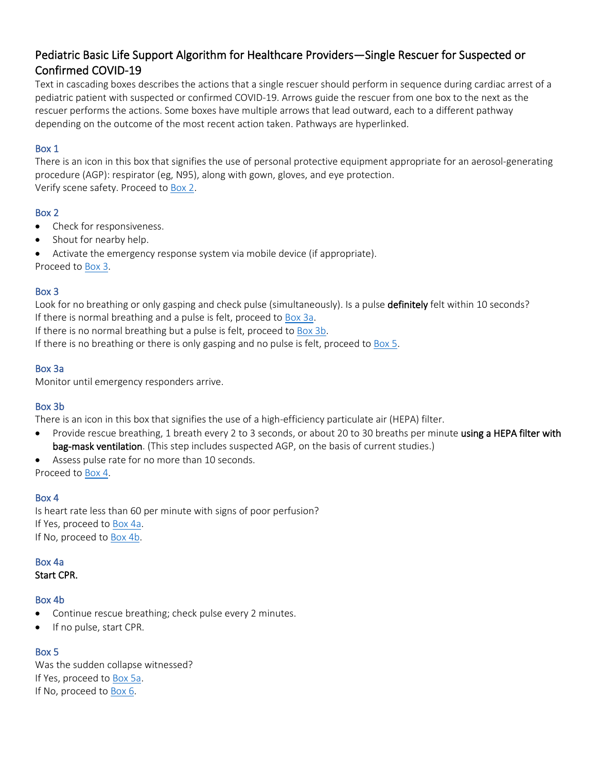# Pediatric Basic Life Support Algorithm for Healthcare Providers—Single Rescuer for Suspected or Confirmed COVID-19

Text in cascading boxes describes the actions that a single rescuer should perform in sequence during cardiac arrest of a pediatric patient with suspected or confirmed COVID-19. Arrows guide the rescuer from one box to the next as the rescuer performs the actions. Some boxes have multiple arrows that lead outward, each to a different pathway depending on the outcome of the most recent action taken. Pathways are hyperlinked.

## Box 1

There is an icon in this box that signifies the use of personal protective equipment appropriate for an aerosol-generating procedure (AGP): respirator (eg, N95), along with gown, gloves, and eye protection.
Verify scene safety. Proceed to Box 2.

## Box 2

- Check for responsiveness.
- Shout for nearby help.
- Activate the emergency response system via mobile device (if appropriate).

Proceed to Box 3.

## Box 3

Look for no breathing or only gasping and check pulse (simultaneously). Is a pulse **definitely** felt within 10 seconds?
If there is normal breathing and a pulse is felt, proceed to Box 3a.
If there is no normal breathing but a pulse is felt, proceed to Box 3b.
If there is no breathing or there is only gasping and no pulse is felt, proceed to Box 5.

## Box 3a

Monitor until emergency responders arrive.

## Box 3b

There is an icon in this box that signifies the use of a high-efficiency particulate air (HEPA) filter.

- Provide rescue breathing, 1 breath every 2 to 3 seconds, or about 20 to 30 breaths per minute **using a HEPA filter with bag-mask ventilation**. (This step includes suspected AGP, on the basis of current studies.)
- Assess pulse rate for no more than 10 seconds.

Proceed to Box 4.

## Box 4

Is heart rate less than 60 per minute with signs of poor perfusion?
If Yes, proceed to Box 4a.
If No, proceed to Box 4b.

## Box 4a

**Start CPR.**

## Box 4b

- Continue rescue breathing; check pulse every 2 minutes.
- If no pulse, start CPR.

## Box 5

Was the sudden collapse witnessed?
If Yes, proceed to Box 5a.
If No, proceed to Box 6.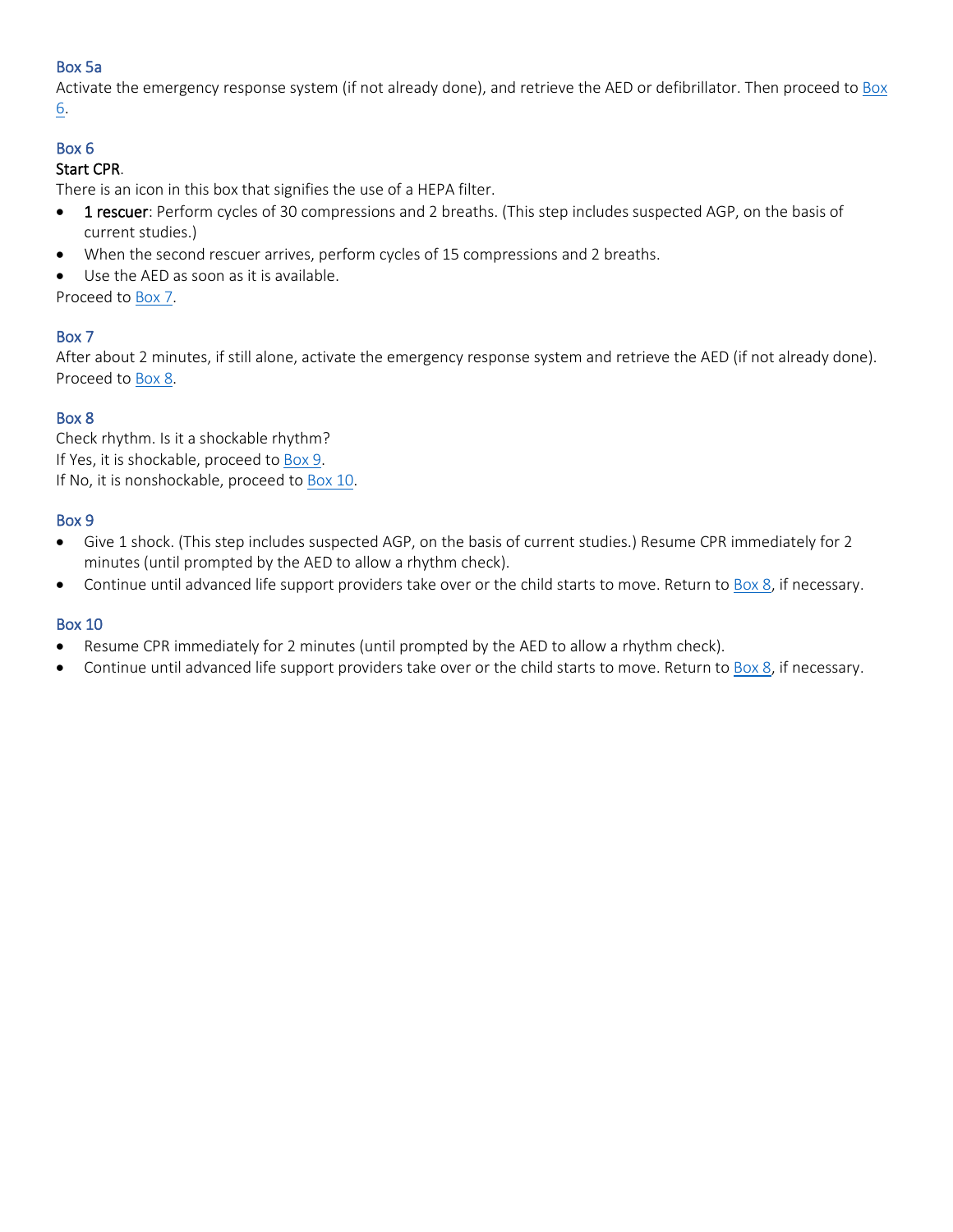### Box 5a

Activate the emergency response system (if not already done), and retrieve the AED or defibrillator. Then proceed to Box 6.

### Box 6

**Start CPR**.

There is an icon in this box that signifies the use of a HEPA filter.

- **1 rescuer**: Perform cycles of 30 compressions and 2 breaths. (This step includes suspected AGP, on the basis of current studies.)
- When the second rescuer arrives, perform cycles of 15 compressions and 2 breaths.
- Use the AED as soon as it is available.

Proceed to Box 7.

### Box 7

After about 2 minutes, if still alone, activate the emergency response system and retrieve the AED (if not already done). Proceed to Box 8.

### Box 8

Check rhythm. Is it a shockable rhythm?
If Yes, it is shockable, proceed to Box 9.
If No, it is nonshockable, proceed to Box 10.

### Box 9

- Give 1 shock. (This step includes suspected AGP, on the basis of current studies.) Resume CPR immediately for 2 minutes (until prompted by the AED to allow a rhythm check).
- Continue until advanced life support providers take over or the child starts to move. Return to Box 8, if necessary.

### Box 10

- Resume CPR immediately for 2 minutes (until prompted by the AED to allow a rhythm check).
- Continue until advanced life support providers take over or the child starts to move. Return to Box 8, if necessary.